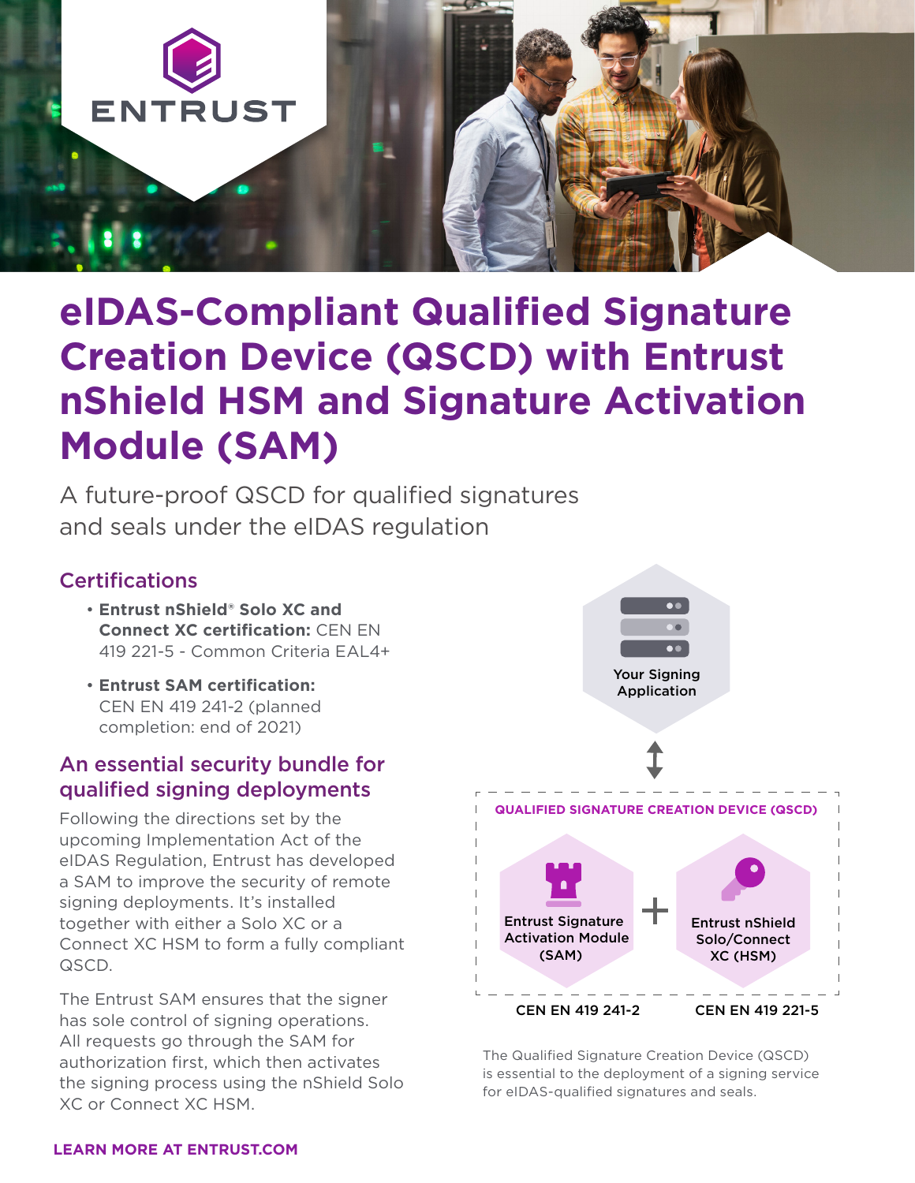# eIDAS-Compliant Qualified Signature Creation Device (QSCD) with Entrust nShield HSM and Signature Activation Module (SAM)

A future-proof QSCD for qualified signatures and seals under the eIDAS regulation

## Certifications

- **Entrust nShield® Solo XC and Connect XC certification:** CEN EN 419 221-5 - Common Criteria EAL4+
- **Entrust SAM certification:** CEN EN 419 241-2 (planned completion: end of 2021)

## An essential security bundle for qualified signing deployments

Following the directions set by the upcoming Implementation Act of the eIDAS Regulation, Entrust has developed a SAM to improve the security of remote signing deployments. It's installed together with either a Solo XC or a Connect XC HSM to form a fully compliant QSCD.

The Entrust SAM ensures that the signer has sole control of signing operations. All requests go through the SAM for authorization first, which then activates the signing process using the nShield Solo XC or Connect XC HSM.

Your Signing Application

QUALIFIED SIGNATURE CREATION DEVICE (QSCD)

Entrust Signature Activation Module (SAM) + Entrust nShield Solo/Connect XC (HSM)

CEN EN 419 241-2 | CEN EN 419 221-5

The Qualified Signature Creation Device (QSCD) is essential to the deployment of a signing service for eIDAS-qualified signatures and seals.

**LEARN MORE AT ENTRUST.COM**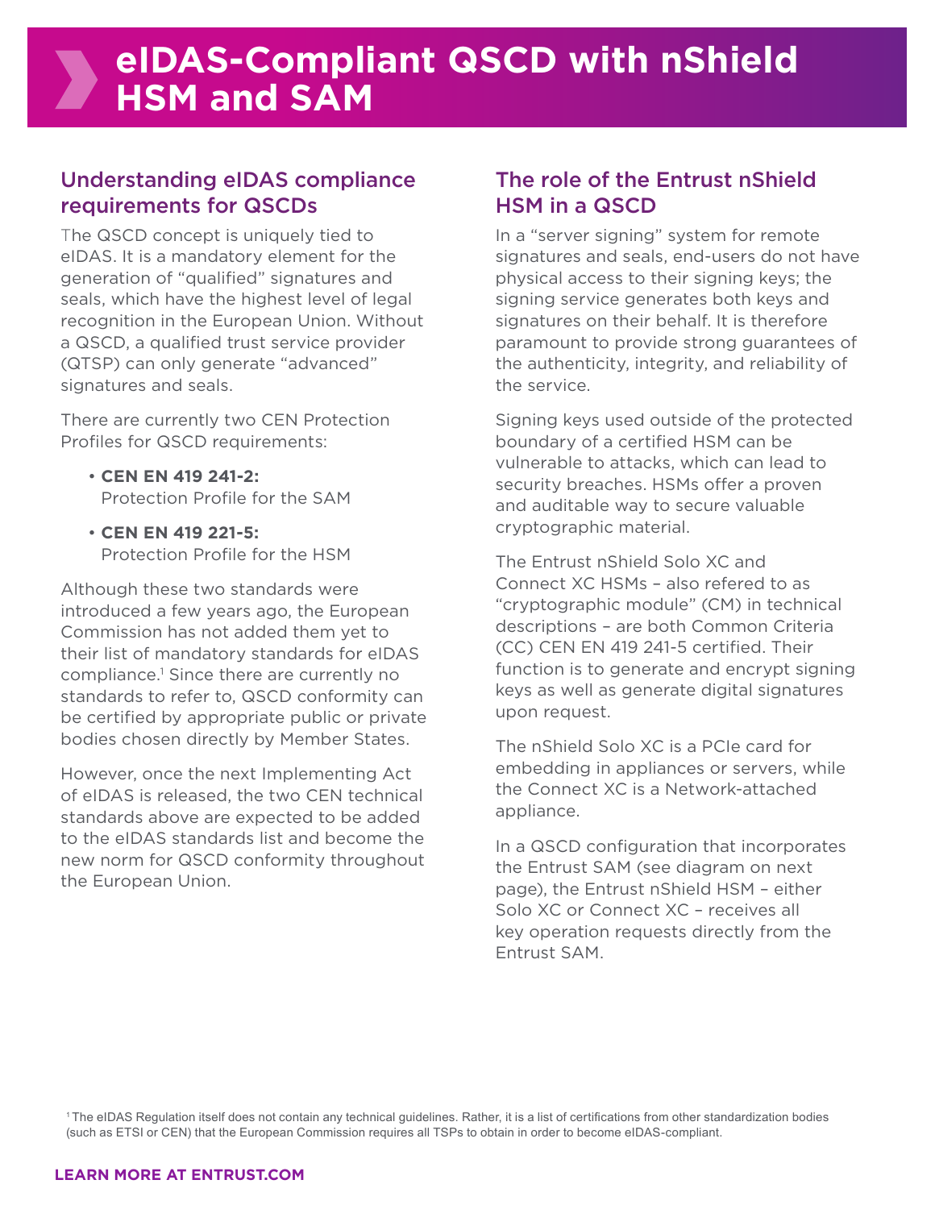# eIDAS-Compliant QSCD with nShield HSM and SAM

## Understanding eIDAS compliance requirements for QSCDs

The QSCD concept is uniquely tied to eIDAS. It is a mandatory element for the generation of "qualified" signatures and seals, which have the highest level of legal recognition in the European Union. Without a QSCD, a qualified trust service provider (QTSP) can only generate "advanced" signatures and seals.

There are currently two CEN Protection Profiles for QSCD requirements:

- **CEN EN 419 241-2:** Protection Profile for the SAM
- **CEN EN 419 221-5:** Protection Profile for the HSM

Although these two standards were introduced a few years ago, the European Commission has not added them yet to their list of mandatory standards for eIDAS compliance.[1] Since there are currently no standards to refer to, QSCD conformity can be certified by appropriate public or private bodies chosen directly by Member States.

However, once the next Implementing Act of eIDAS is released, the two CEN technical standards above are expected to be added to the eIDAS standards list and become the new norm for QSCD conformity throughout the European Union.

## The role of the Entrust nShield HSM in a QSCD

In a "server signing" system for remote signatures and seals, end-users do not have physical access to their signing keys; the signing service generates both keys and signatures on their behalf. It is therefore paramount to provide strong guarantees of the authenticity, integrity, and reliability of the service.

Signing keys used outside of the protected boundary of a certified HSM can be vulnerable to attacks, which can lead to security breaches. HSMs offer a proven and auditable way to secure valuable cryptographic material.

The Entrust nShield Solo XC and Connect XC HSMs – also refered to as "cryptographic module" (CM) in technical descriptions – are both Common Criteria (CC) CEN EN 419 241-5 certified. Their function is to generate and encrypt signing keys as well as generate digital signatures upon request.

The nShield Solo XC is a PCIe card for embedding in appliances or servers, while the Connect XC is a Network-attached appliance.

In a QSCD configuration that incorporates the Entrust SAM (see diagram on next page), the Entrust nShield HSM – either Solo XC or Connect XC – receives all key operation requests directly from the Entrust SAM.

[1] The eIDAS Regulation itself does not contain any technical guidelines. Rather, it is a list of certifications from other standardization bodies (such as ETSI or CEN) that the European Commission requires all TSPs to obtain in order to become eIDAS-compliant.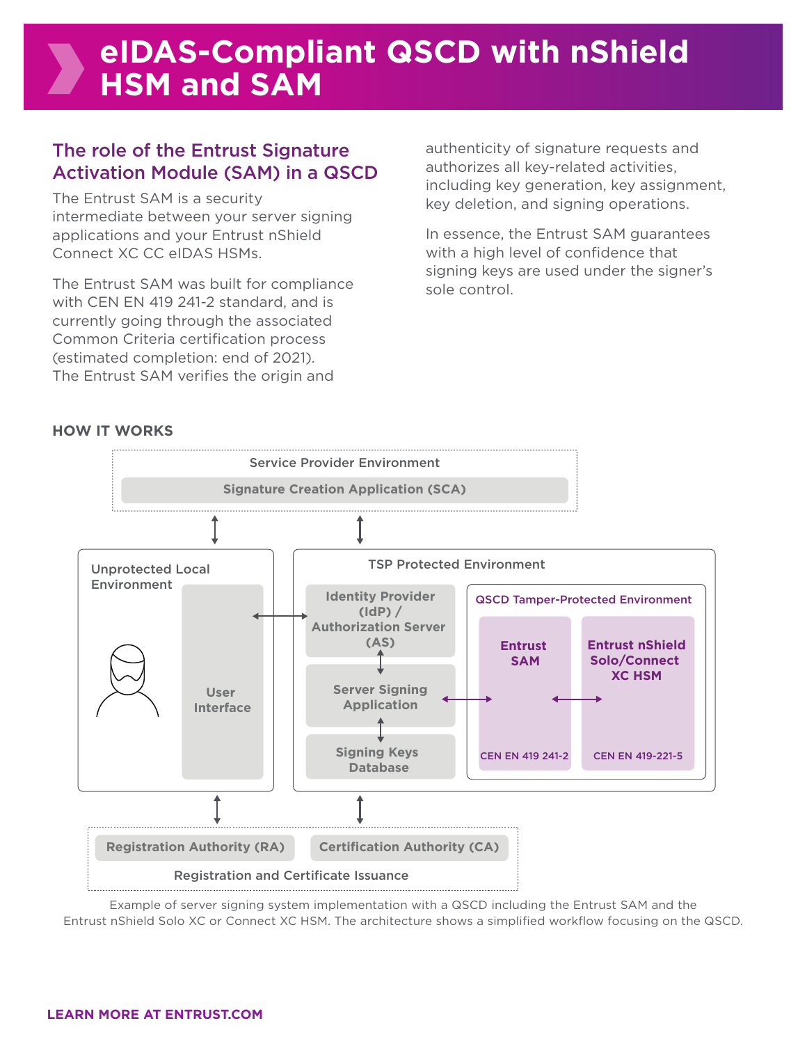# eIDAS-Compliant QSCD with nShield HSM and SAM

## The role of the Entrust Signature Activation Module (SAM) in a QSCD

The Entrust SAM is a security intermediate between your server signing applications and your Entrust nShield Connect XC CC eIDAS HSMs.

The Entrust SAM was built for compliance with CEN EN 419 241-2 standard, and is currently going through the associated Common Criteria certification process (estimated completion: end of 2021). The Entrust SAM verifies the origin and authenticity of signature requests and authorizes all key-related activities, including key generation, key assignment, key deletion, and signing operations.

In essence, the Entrust SAM guarantees with a high level of confidence that signing keys are used under the signer's sole control.

### HOW IT WORKS

Service Provider Environment

Signature Creation Application (SCA)

Unprotected Local Environment

User Interface

TSP Protected Environment

Identity Provider (IdP) / Authorization Server (AS)

Server Signing Application

Signing Keys Database

QSCD Tamper-Protected Environment

Entrust SAM

CEN EN 419 241-2

Entrust nShield Solo/Connect XC HSM

CEN EN 419-221-5

Registration Authority (RA)

Certification Authority (CA)

Registration and Certificate Issuance

Example of server signing system implementation with a QSCD including the Entrust SAM and the Entrust nShield Solo XC or Connect XC HSM. The architecture shows a simplified workflow focusing on the QSCD.

**LEARN MORE AT ENTRUST.COM**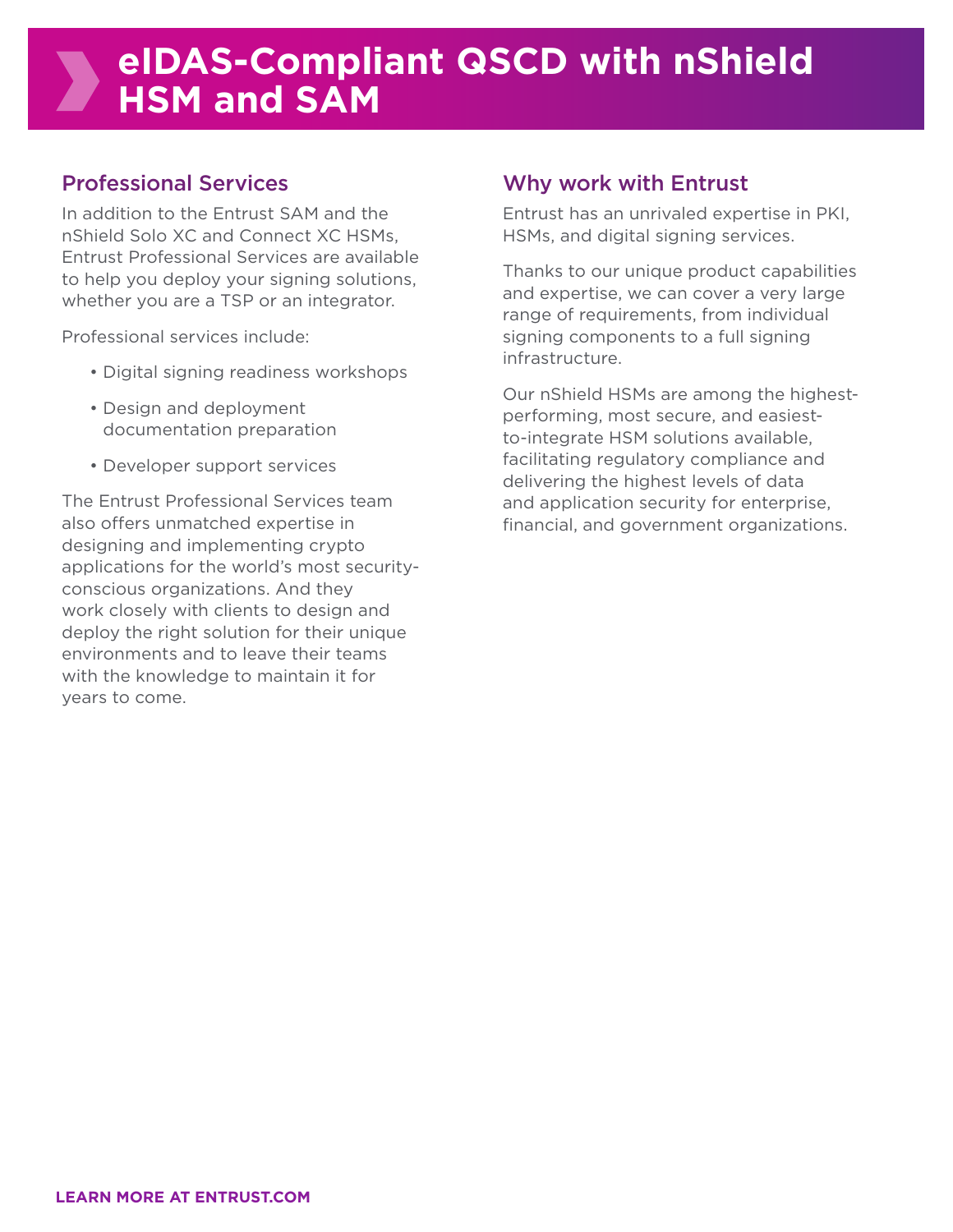# eIDAS-Compliant QSCD with nShield HSM and SAM

## Professional Services

In addition to the Entrust SAM and the nShield Solo XC and Connect XC HSMs, Entrust Professional Services are available to help you deploy your signing solutions, whether you are a TSP or an integrator.

Professional services include:

- Digital signing readiness workshops
- Design and deployment documentation preparation
- Developer support services

The Entrust Professional Services team also offers unmatched expertise in designing and implementing crypto applications for the world's most security-conscious organizations. And they work closely with clients to design and deploy the right solution for their unique environments and to leave their teams with the knowledge to maintain it for years to come.

## Why work with Entrust

Entrust has an unrivaled expertise in PKI, HSMs, and digital signing services.

Thanks to our unique product capabilities and expertise, we can cover a very large range of requirements, from individual signing components to a full signing infrastructure.

Our nShield HSMs are among the highest-performing, most secure, and easiest-to-integrate HSM solutions available, facilitating regulatory compliance and delivering the highest levels of data and application security for enterprise, financial, and government organizations.

**LEARN MORE AT ENTRUST.COM**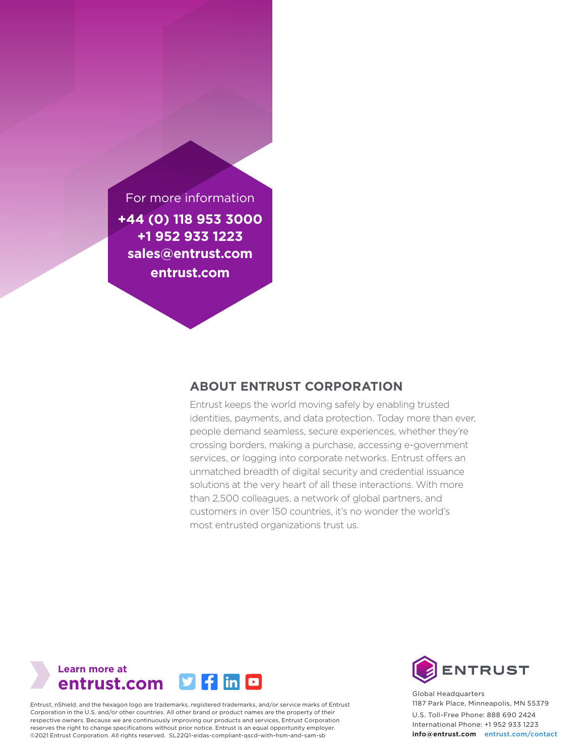For more information

**+44 (0) 118 953 3000**
**+1 952 933 1223**
**sales@entrust.com**
**entrust.com**

## ABOUT ENTRUST CORPORATION

Entrust keeps the world moving safely by enabling trusted identities, payments, and data protection. Today more than ever, people demand seamless, secure experiences, whether they're crossing borders, making a purchase, accessing e-government services, or logging into corporate networks. Entrust offers an unmatched breadth of digital security and credential issuance solutions at the very heart of all these interactions. With more than 2,500 colleagues, a network of global partners, and customers in over 150 countries, it's no wonder the world's most entrusted organizations trust us.

**Learn more at**
**entrust.com**

Entrust, nShield, and the hexagon logo are trademarks, registered trademarks, and/or service marks of Entrust Corporation in the U.S. and/or other countries. All other brand or product names are the property of their respective owners. Because we are continuously improving our products and services, Entrust Corporation reserves the right to change specifications without prior notice. Entrust is an equal opportunity employer. ©2021 Entrust Corporation. All rights reserved. SL22Q1-eidas-compliant-qscd-with-hsm-and-sam-sb

ENTRUST

Global Headquarters
1187 Park Place, Minneapolis, MN 55379

U.S. Toll-Free Phone: 888 690 2424
International Phone: +1 952 933 1223
**info@entrust.com** entrust.com/contact